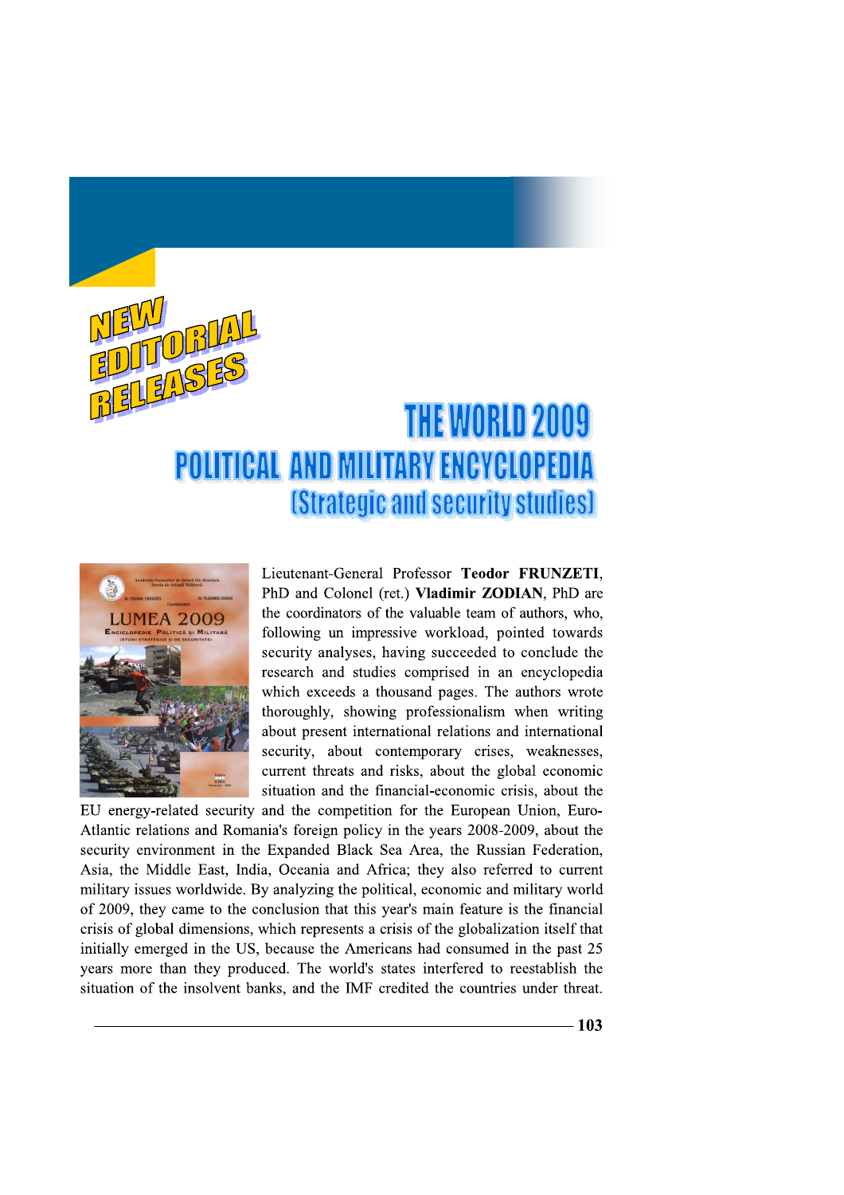# NEW EDITORIAL RELEASES

## THE WORLD 2009

## POLITICAL AND MILITARY ENCYCLOPEDIA

### (Strategic and security studies)

Lieutenant-General Professor **Teodor FRUNZETI**, PhD and Colonel (ret.) **Vladimir ZODIAN**, PhD are the coordinators of the valuable team of authors, who, following un impressive workload, pointed towards security analyses, having succeeded to conclude the research and studies comprised in an encyclopedia which exceeds a thousand pages. The authors wrote thoroughly, showing professionalism when writing about present international relations and international security, about contemporary crises, weaknesses, current threats and risks, about the global economic situation and the financial-economic crisis, about the EU energy-related security and the competition for the European Union, Euro-Atlantic relations and Romania's foreign policy in the years 2008-2009, about the security environment in the Expanded Black Sea Area, the Russian Federation, Asia, the Middle East, India, Oceania and Africa; they also referred to current military issues worldwide. By analyzing the political, economic and military world of 2009, they came to the conclusion that this year's main feature is the financial crisis of global dimensions, which represents a crisis of the globalization itself that initially emerged in the US, because the Americans had consumed in the past 25 years more than they produced. The world's states interfered to reestablish the situation of the insolvent banks, and the IMF credited the countries under threat.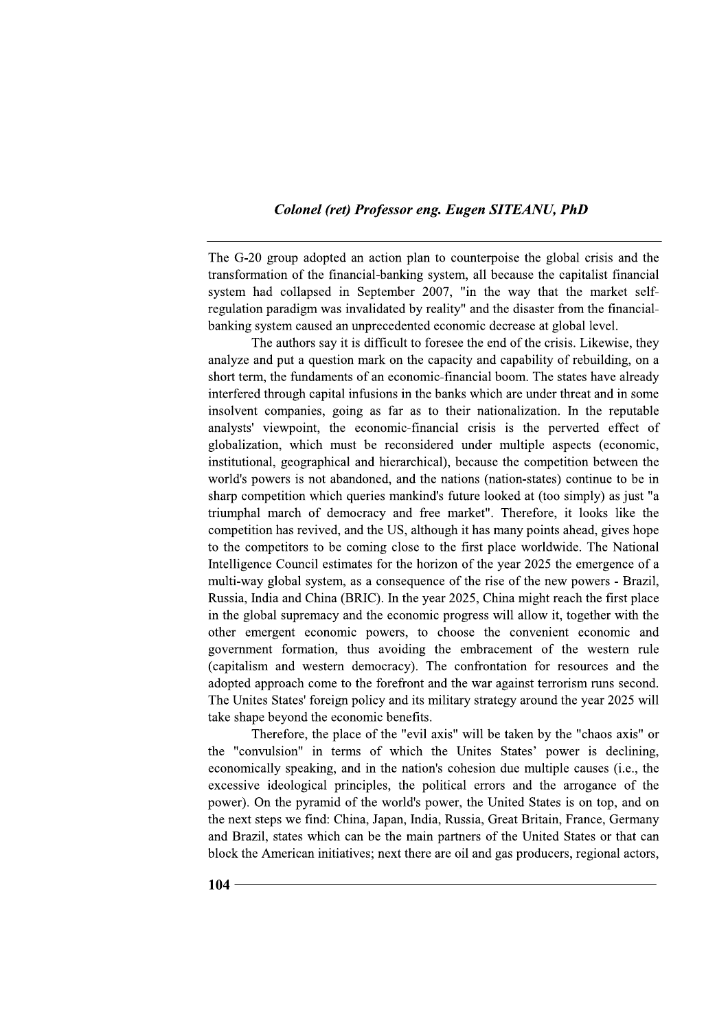The G-20 group adopted an action plan to counterpoise the global crisis and the transformation of the financial-banking system, all because the capitalist financial system had collapsed in September 2007, "in the way that the market self-regulation paradigm was invalidated by reality" and the disaster from the financial-banking system caused an unprecedented economic decrease at global level.

The authors say it is difficult to foresee the end of the crisis. Likewise, they analyze and put a question mark on the capacity and capability of rebuilding, on a short term, the fundaments of an economic-financial boom. The states have already interfered through capital infusions in the banks which are under threat and in some insolvent companies, going as far as to their nationalization. In the reputable analysts' viewpoint, the economic-financial crisis is the perverted effect of globalization, which must be reconsidered under multiple aspects (economic, institutional, geographical and hierarchical), because the competition between the world's powers is not abandoned, and the nations (nation-states) continue to be in sharp competition which queries mankind's future looked at (too simply) as just "a triumphal march of democracy and free market". Therefore, it looks like the competition has revived, and the US, although it has many points ahead, gives hope to the competitors to be coming close to the first place worldwide. The National Intelligence Council estimates for the horizon of the year 2025 the emergence of a multi-way global system, as a consequence of the rise of the new powers - Brazil, Russia, India and China (BRIC). In the year 2025, China might reach the first place in the global supremacy and the economic progress will allow it, together with the other emergent economic powers, to choose the convenient economic and government formation, thus avoiding the embracement of the western rule (capitalism and western democracy). The confrontation for resources and the adopted approach come to the forefront and the war against terrorism runs second. The Unites States' foreign policy and its military strategy around the year 2025 will take shape beyond the economic benefits.

Therefore, the place of the "evil axis" will be taken by the "chaos axis" or the "convulsion" in terms of which the Unites States' power is declining, economically speaking, and in the nation's cohesion due multiple causes (i.e., the excessive ideological principles, the political errors and the arrogance of the power). On the pyramid of the world's power, the United States is on top, and on the next steps we find: China, Japan, India, Russia, Great Britain, France, Germany and Brazil, states which can be the main partners of the United States or that can block the American initiatives; next there are oil and gas producers, regional actors,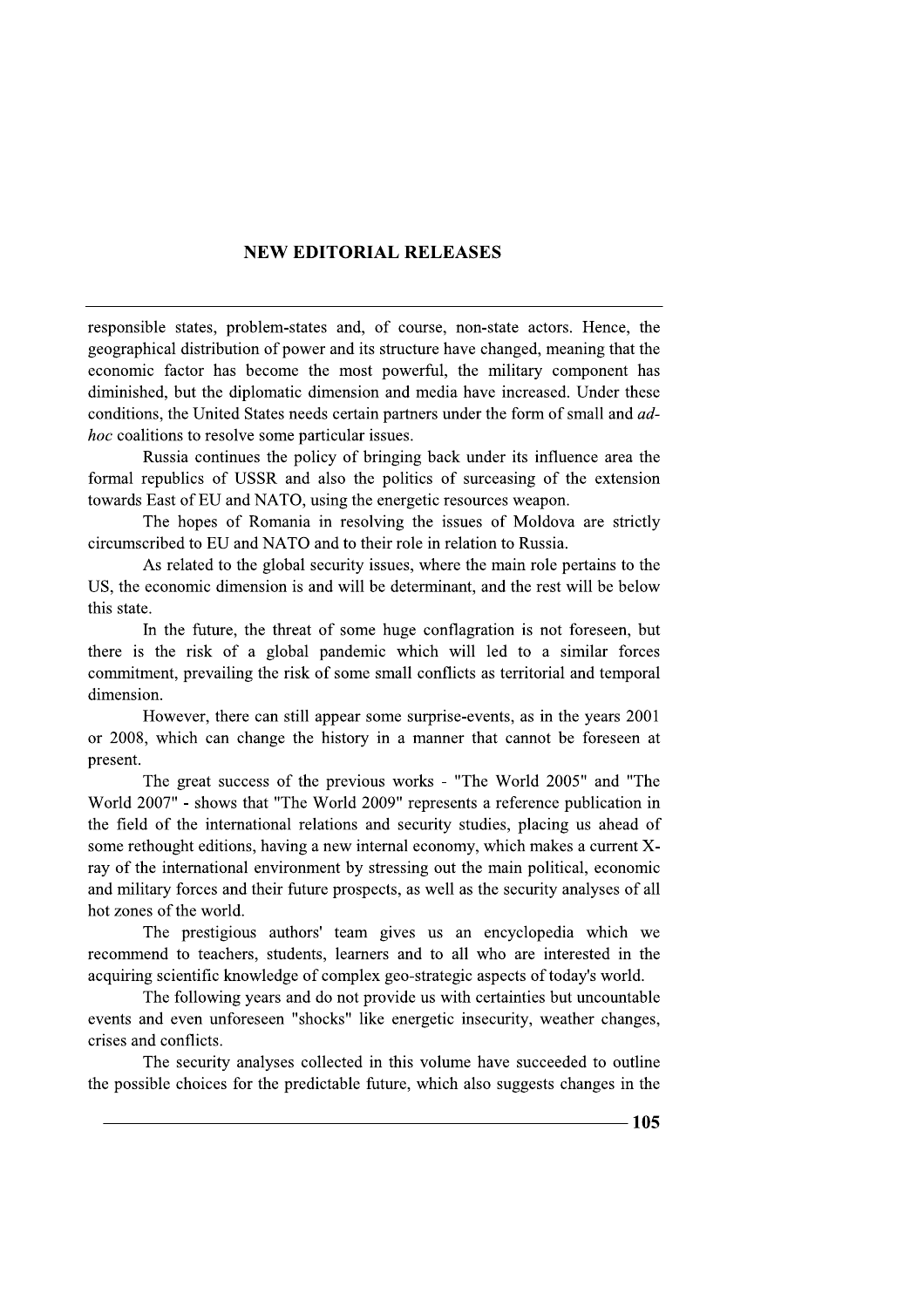## NEW EDITORIAL RELEASES

responsible states, problem-states and, of course, non-state actors. Hence, the geographical distribution of power and its structure have changed, meaning that the economic factor has become the most powerful, the military component has diminished, but the diplomatic dimension and media have increased. Under these conditions, the United States needs certain partners under the form of small and *ad-hoc* coalitions to resolve some particular issues.

Russia continues the policy of bringing back under its influence area the formal republics of USSR and also the politics of surceasing of the extension towards East of EU and NATO, using the energetic resources weapon.

The hopes of Romania in resolving the issues of Moldova are strictly circumscribed to EU and NATO and to their role in relation to Russia.

As related to the global security issues, where the main role pertains to the US, the economic dimension is and will be determinant, and the rest will be below this state.

In the future, the threat of some huge conflagration is not foreseen, but there is the risk of a global pandemic which will led to a similar forces commitment, prevailing the risk of some small conflicts as territorial and temporal dimension.

However, there can still appear some surprise-events, as in the years 2001 or 2008, which can change the history in a manner that cannot be foreseen at present.

The great success of the previous works - "The World 2005" and "The World 2007" - shows that "The World 2009" represents a reference publication in the field of the international relations and security studies, placing us ahead of some rethought editions, having a new internal economy, which makes a current X-ray of the international environment by stressing out the main political, economic and military forces and their future prospects, as well as the security analyses of all hot zones of the world.

The prestigious authors' team gives us an encyclopedia which we recommend to teachers, students, learners and to all who are interested in the acquiring scientific knowledge of complex geo-strategic aspects of today's world.

The following years and do not provide us with certainties but uncountable events and even unforeseen "shocks" like energetic insecurity, weather changes, crises and conflicts.

The security analyses collected in this volume have succeeded to outline the possible choices for the predictable future, which also suggests changes in the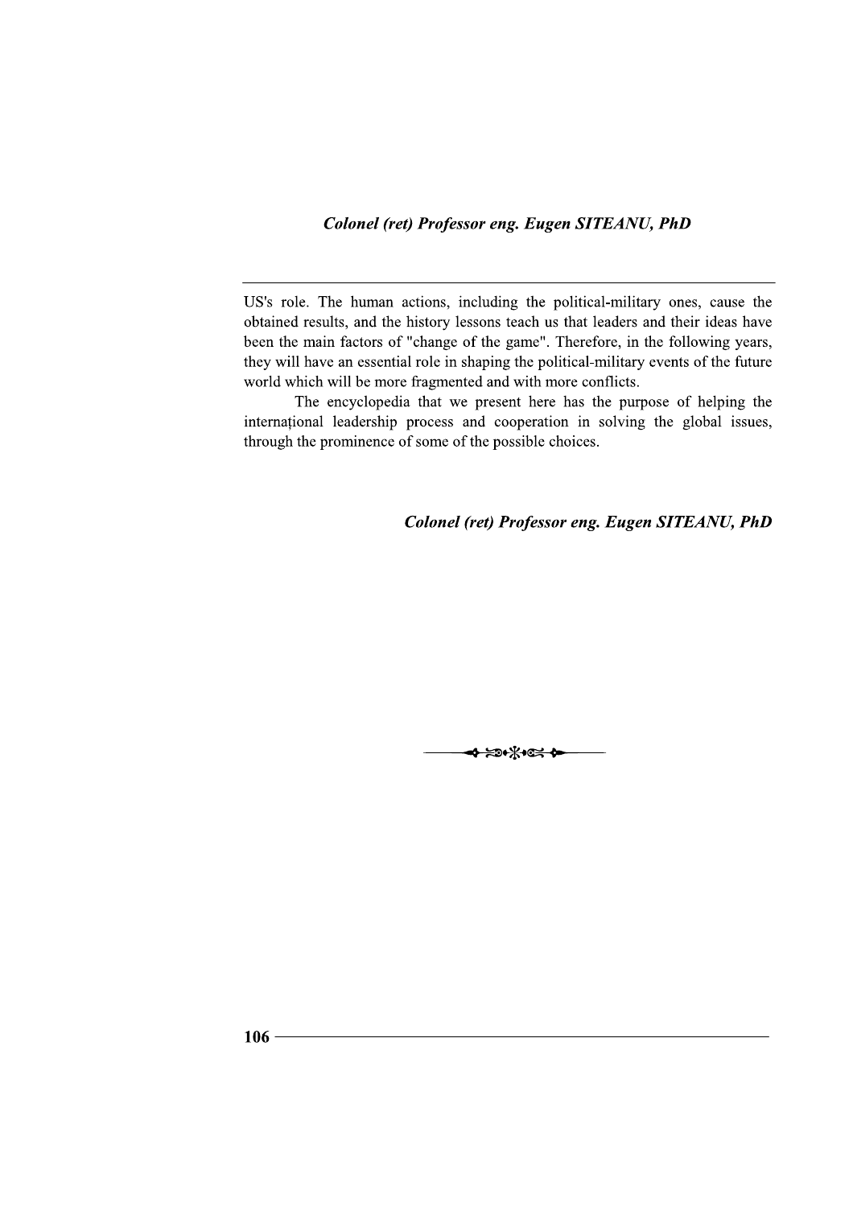US's role. The human actions, including the political-military ones, cause the obtained results, and the history lessons teach us that leaders and their ideas have been the main factors of "change of the game". Therefore, in the following years, they will have an essential role in shaping the political-military events of the future world which will be more fragmented and with more conflicts.

The encyclopedia that we present here has the purpose of helping the internaţional leadership process and cooperation in solving the global issues, through the prominence of some of the possible choices.

***Colonel (ret) Professor eng. Eugen SITEANU, PhD***